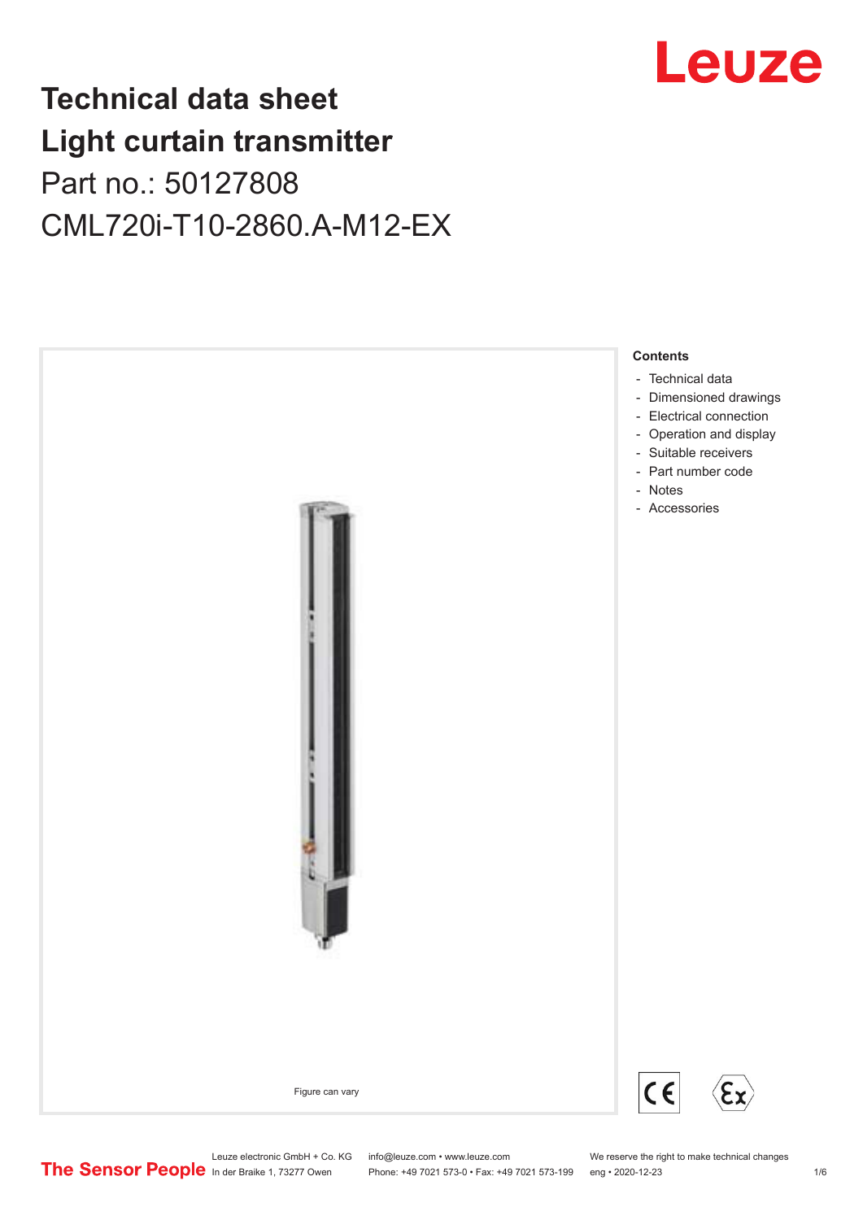# Technical data sheet
# Light curtain transmitter
## Part no.: 50127808
## CML720i-T10-2860.A-M12-EX

Figure can vary

**Contents**

- Technical data
- Dimensioned drawings
- Electrical connection
- Operation and display
- Suitable receivers
- Part number code
- Notes
- Accessories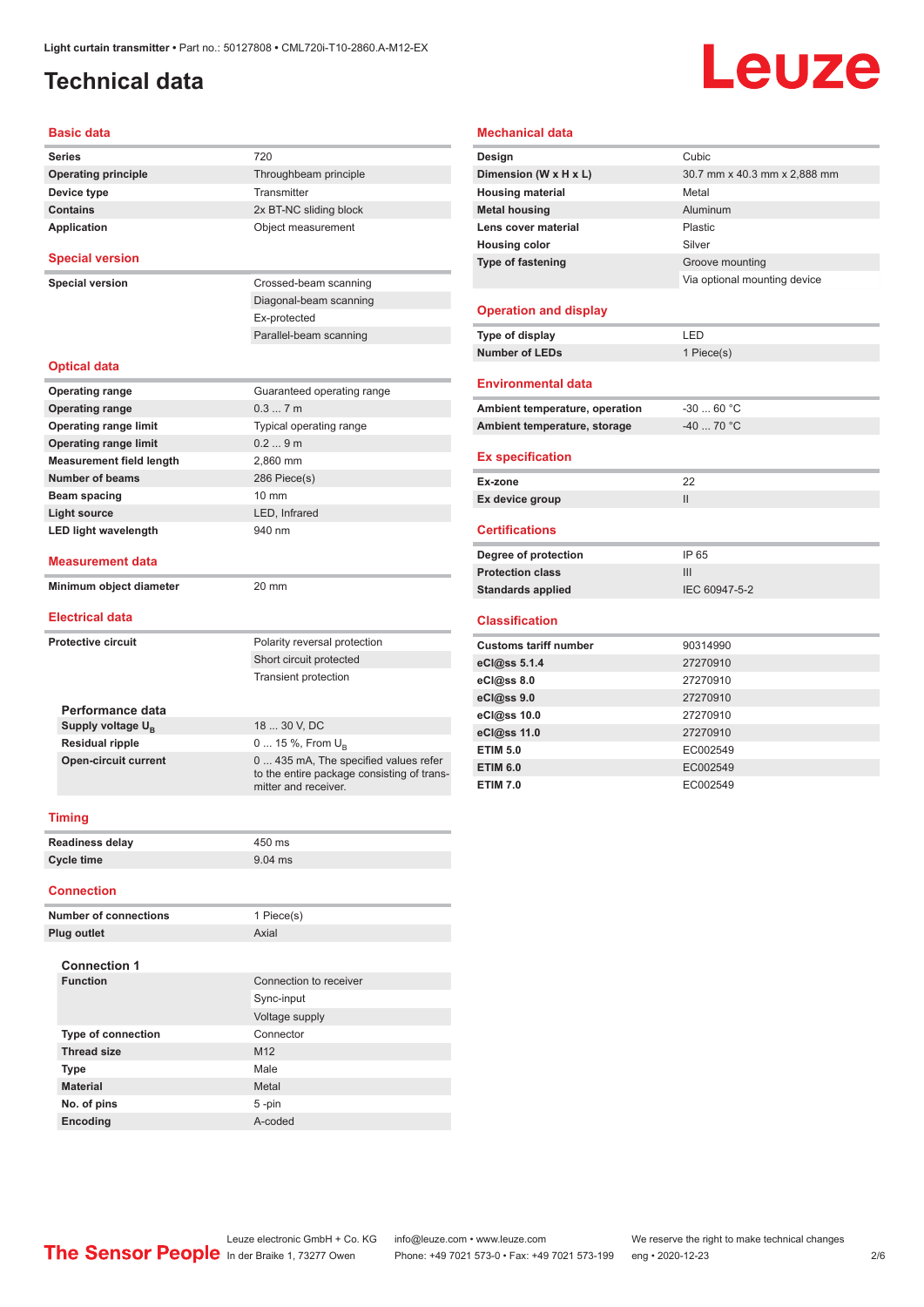# Technical data

## Basic data

| | |
|---|---|
| **Series** | 720 |
| **Operating principle** | Throughbeam principle |
| **Device type** | Transmitter |
| **Contains** | 2x BT-NC sliding block |
| **Application** | Object measurement |

## Special version

| | |
|---|---|
| **Special version** | Crossed-beam scanning |
| | Diagonal-beam scanning |
| | Ex-protected |
| | Parallel-beam scanning |

## Optical data

| | |
|---|---|
| **Operating range** | Guaranteed operating range |
| **Operating range** | 0.3 ... 7 m |
| **Operating range limit** | Typical operating range |
| **Operating range limit** | 0.2 ... 9 m |
| **Measurement field length** | 2,860 mm |
| **Number of beams** | 286 Piece(s) |
| **Beam spacing** | 10 mm |
| **Light source** | LED, Infrared |
| **LED light wavelength** | 940 nm |

## Measurement data

| | |
|---|---|
| **Minimum object diameter** | 20 mm |

## Electrical data

| | |
|---|---|
| **Protective circuit** | Polarity reversal protection |
| | Short circuit protected |
| | Transient protection |

### Performance data

| | |
|---|---|
| **Supply voltage $U_B$** | 18 ... 30 V, DC |
| **Residual ripple** | 0 ... 15 %, From $U_B$ |
| **Open-circuit current** | 0 ... 435 mA, The specified values refer to the entire package consisting of transmitter and receiver. |

## Timing

| | |
|---|---|
| **Readiness delay** | 450 ms |
| **Cycle time** | 9.04 ms |

## Connection

| | |
|---|---|
| **Number of connections** | 1 Piece(s) |
| **Plug outlet** | Axial |

### Connection 1

| | |
|---|---|
| **Function** | Connection to receiver |
| | Sync-input |
| | Voltage supply |
| **Type of connection** | Connector |
| **Thread size** | M12 |
| **Type** | Male |
| **Material** | Metal |
| **No. of pins** | 5 -pin |
| **Encoding** | A-coded |

## Mechanical data

| | |
|---|---|
| **Design** | Cubic |
| **Dimension (W x H x L)** | 30.7 mm x 40.3 mm x 2,888 mm |
| **Housing material** | Metal |
| **Metal housing** | Aluminum |
| **Lens cover material** | Plastic |
| **Housing color** | Silver |
| **Type of fastening** | Groove mounting |
| | Via optional mounting device |

## Operation and display

| | |
|---|---|
| **Type of display** | LED |
| **Number of LEDs** | 1 Piece(s) |

## Environmental data

| | |
|---|---|
| **Ambient temperature, operation** | -30 ... 60 °C |
| **Ambient temperature, storage** | -40 ... 70 °C |

## Ex specification

| | |
|---|---|
| **Ex-zone** | 22 |
| **Ex device group** | II |

## Certifications

| | |
|---|---|
| **Degree of protection** | IP 65 |
| **Protection class** | III |
| **Standards applied** | IEC 60947-5-2 |

## Classification

| | |
|---|---|
| **Customs tariff number** | 90314990 |
| **eCl@ss 5.1.4** | 27270910 |
| **eCl@ss 8.0** | 27270910 |
| **eCl@ss 9.0** | 27270910 |
| **eCl@ss 10.0** | 27270910 |
| **eCl@ss 11.0** | 27270910 |
| **ETIM 5.0** | EC002549 |
| **ETIM 6.0** | EC002549 |
| **ETIM 7.0** | EC002549 |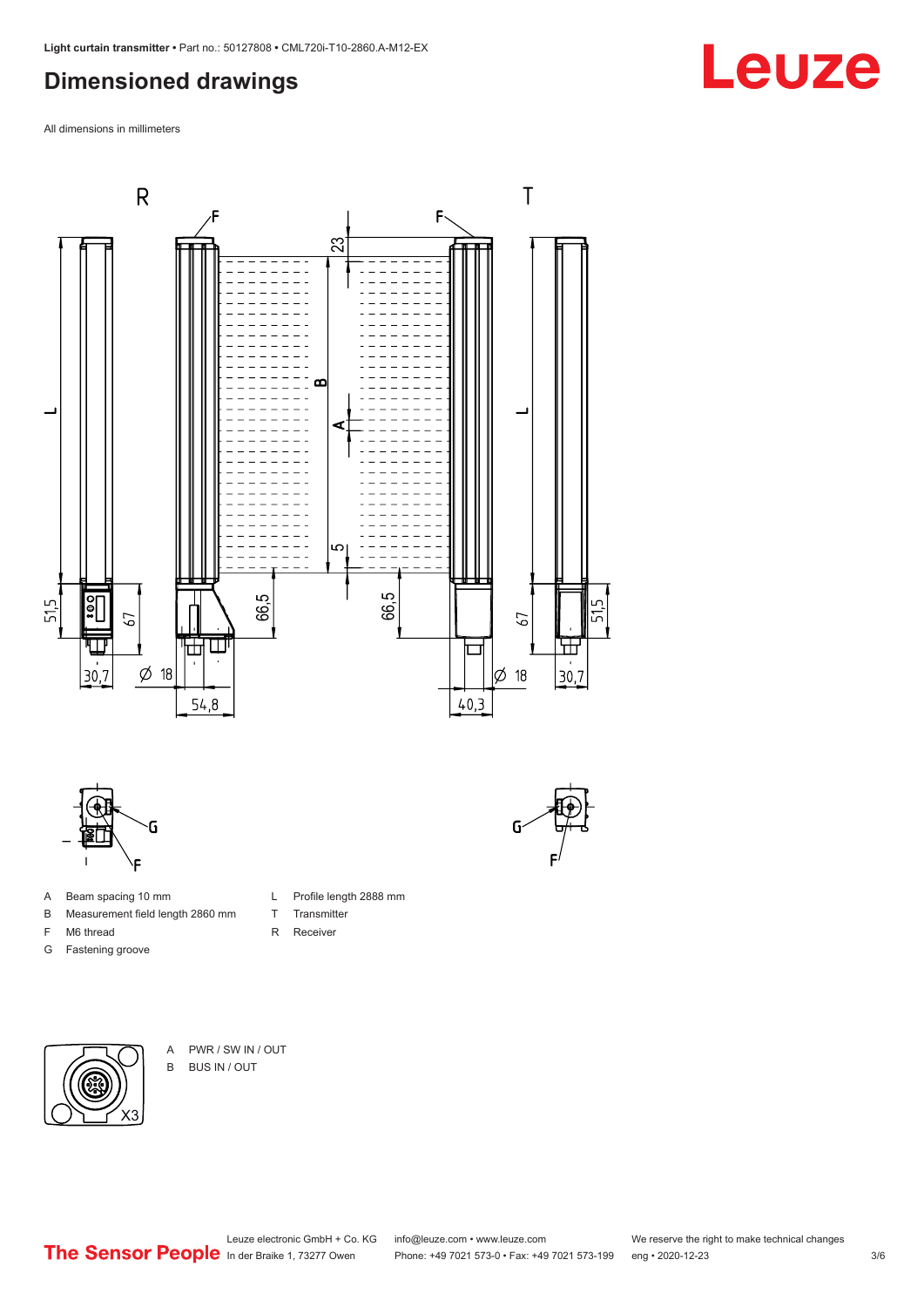# Dimensioned drawings

All dimensions in millimeters

A Beam spacing 10 mm
B Measurement field length 2860 mm
F M6 thread
G Fastening groove
L Profile length 2888 mm
T Transmitter
R Receiver

A PWR / SW IN / OUT
B BUS IN / OUT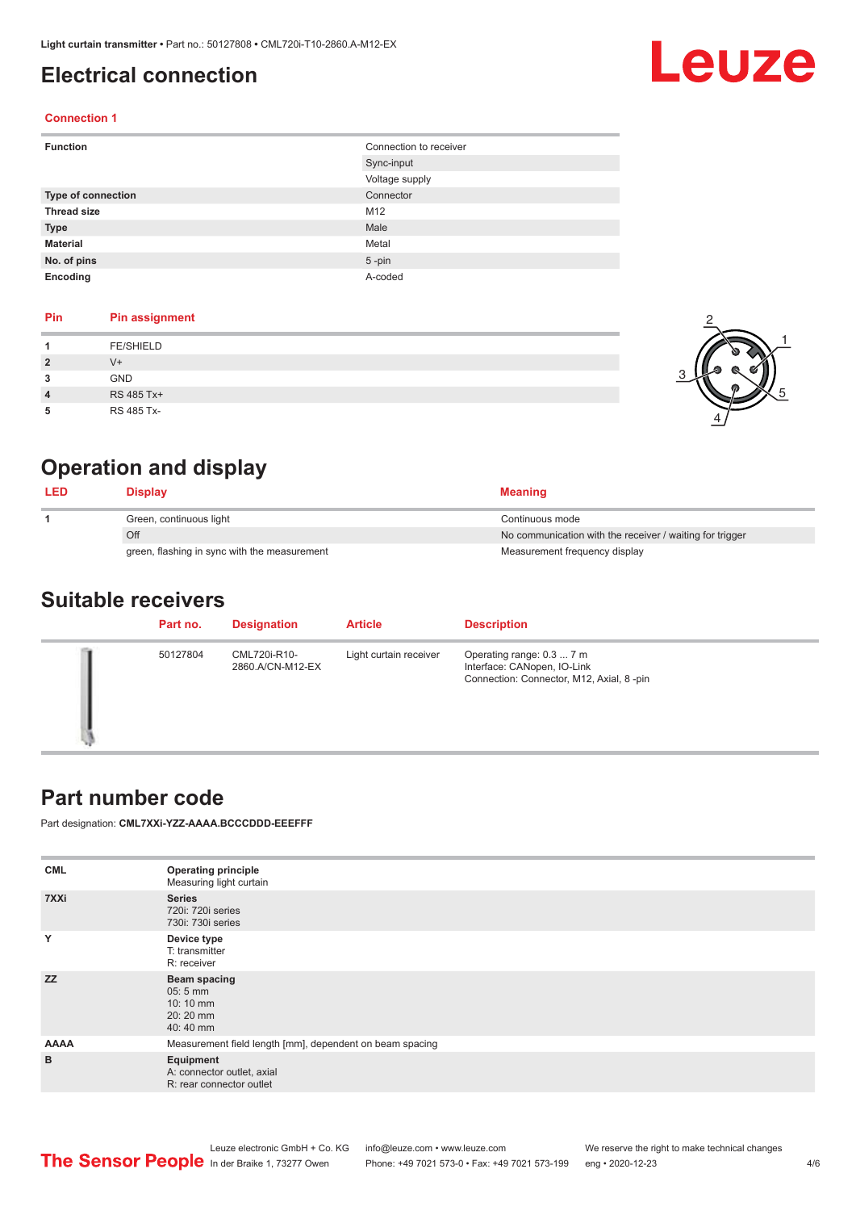# Electrical connection

### Connection 1

| Function | Connection to receiver |
|---|---|
| | Sync-input |
| | Voltage supply |
| Type of connection | Connector |
| Thread size | M12 |
| Type | Male |
| Material | Metal |
| No. of pins | 5 -pin |
| Encoding | A-coded |

| Pin | Pin assignment |
|---|---|
| 1 | FE/SHIELD |
| 2 | V+ |
| 3 | GND |
| 4 | RS 485 Tx+ |
| 5 | RS 485 Tx- |

# Operation and display

| LED | Display | Meaning |
|---|---|---|
| 1 | Green, continuous light | Continuous mode |
| | Off | No communication with the receiver / waiting for trigger |
| | green, flashing in sync with the measurement | Measurement frequency display |

# Suitable receivers

| | Part no. | Designation | Article | Description |
|---|---|---|---|---|
| | 50127804 | CML720i-R10-2860.A/CN-M12-EX | Light curtain receiver | Operating range: 0.3 ... 7 m<br>Interface: CANopen, IO-Link<br>Connection: Connector, M12, Axial, 8 -pin |

# Part number code

Part designation: **CML7XXi-YZZ-AAAA.BCCCDDD-EEEFFF**

| | |
|---|---|
| CML | **Operating principle**<br>Measuring light curtain |
| 7XXi | **Series**<br>720i: 720i series<br>730i: 730i series |
| Y | **Device type**<br>T: transmitter<br>R: receiver |
| ZZ | **Beam spacing**<br>05: 5 mm<br>10: 10 mm<br>20: 20 mm<br>40: 40 mm |
| AAAA | Measurement field length [mm], dependent on beam spacing |
| B | **Equipment**<br>A: connector outlet, axial<br>R: rear connector outlet |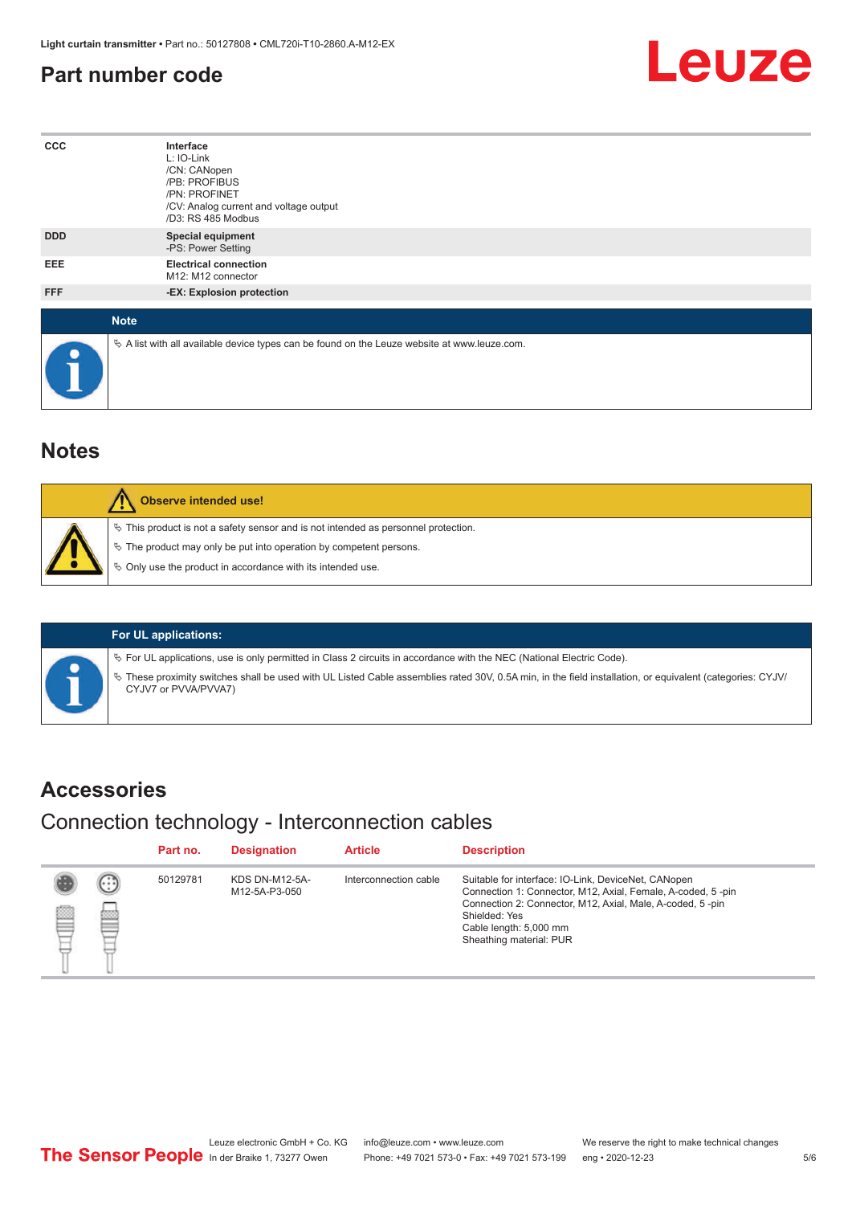## Part number code

| | |
|---|---|
| CCC | **Interface**<br>L: IO-Link<br>/CN: CANopen<br>/PB: PROFIBUS<br>/PN: PROFINET<br>/CV: Analog current and voltage output<br>/D3: RS 485 Modbus |
| DDD | **Special equipment**<br>-PS: Power Setting |
| EEE | **Electrical connection**<br>M12: M12 connector |
| FFF | **-EX: Explosion protection** |

**Note**

- A list with all available device types can be found on the Leuze website at www.leuze.com.

## Notes

**Observe intended use!**

- This product is not a safety sensor and is not intended as personnel protection.
- The product may only be put into operation by competent persons.
- Only use the product in accordance with its intended use.

**For UL applications:**

- For UL applications, use is only permitted in Class 2 circuits in accordance with the NEC (National Electric Code).
- These proximity switches shall be used with UL Listed Cable assemblies rated 30V, 0.5A min, in the field installation, or equivalent (categories: CYJV/CYJV7 or PVVA/PVVA7)

## Accessories

### Connection technology - Interconnection cables

| Part no. | Designation | Article | Description |
|---|---|---|---|
| 50129781 | KDS DN-M12-5A-M12-5A-P3-050 | Interconnection cable | Suitable for interface: IO-Link, DeviceNet, CANopen<br>Connection 1: Connector, M12, Axial, Female, A-coded, 5 -pin<br>Connection 2: Connector, M12, Axial, Male, A-coded, 5 -pin<br>Shielded: Yes<br>Cable length: 5,000 mm<br>Sheathing material: PUR |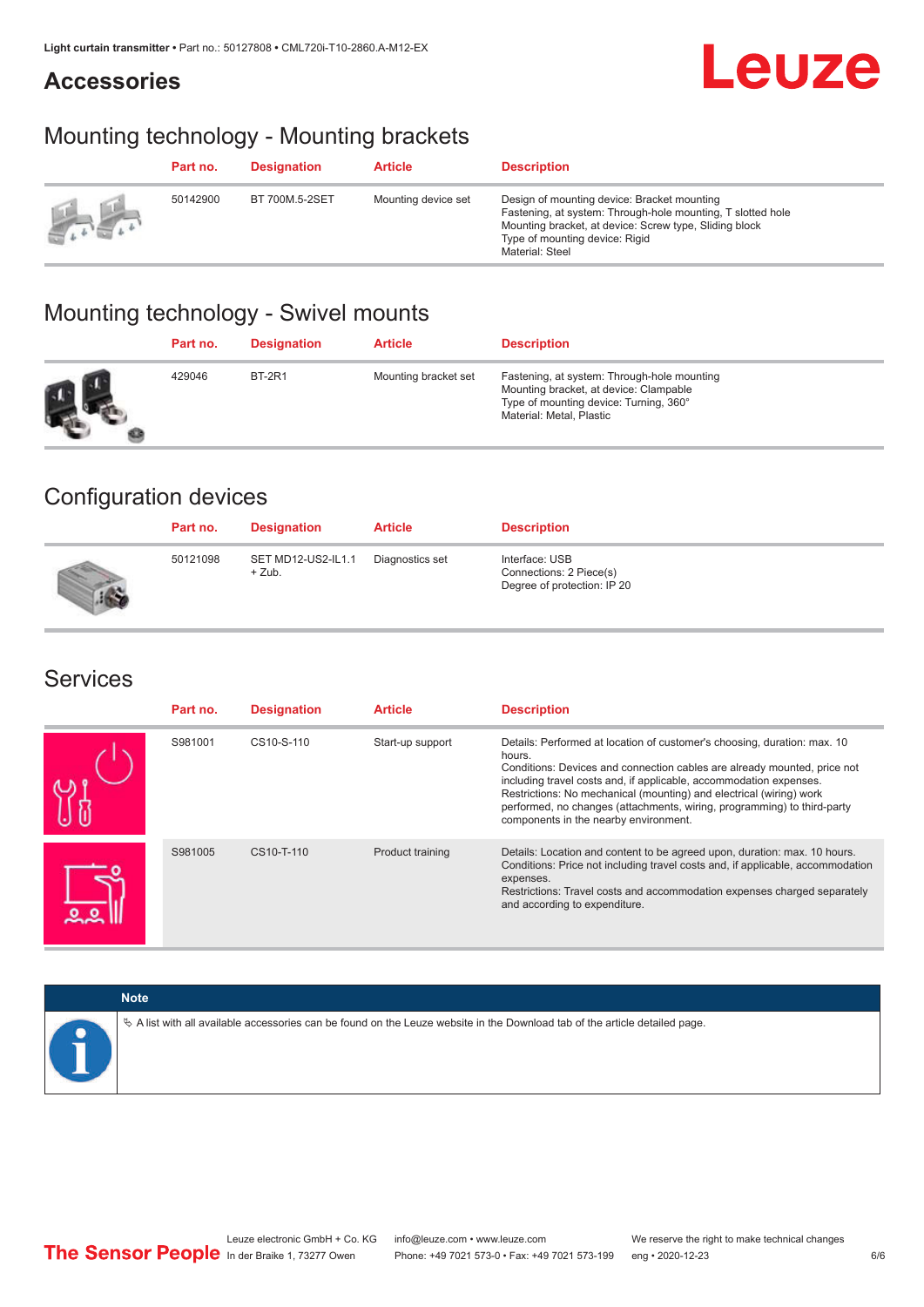## Accessories

### Mounting technology - Mounting brackets

| | Part no. | Designation | Article | Description |
|---|---|---|---|---|
| | 50142900 | BT 700M.5-2SET | Mounting device set | Design of mounting device: Bracket mounting<br>Fastening, at system: Through-hole mounting, T slotted hole<br>Mounting bracket, at device: Screw type, Sliding block<br>Type of mounting device: Rigid<br>Material: Steel |

### Mounting technology - Swivel mounts

| | Part no. | Designation | Article | Description |
|---|---|---|---|---|
| | 429046 | BT-2R1 | Mounting bracket set | Fastening, at system: Through-hole mounting<br>Mounting bracket, at device: Clampable<br>Type of mounting device: Turning, 360°<br>Material: Metal, Plastic |

### Configuration devices

| | Part no. | Designation | Article | Description |
|---|---|---|---|---|
| | 50121098 | SET MD12-US2-IL1.1 + Zub. | Diagnostics set | Interface: USB<br>Connections: 2 Piece(s)<br>Degree of protection: IP 20 |

### Services

| | Part no. | Designation | Article | Description |
|---|---|---|---|---|
| | S981001 | CS10-S-110 | Start-up support | Details: Performed at location of customer's choosing, duration: max. 10 hours.<br>Conditions: Devices and connection cables are already mounted, price not including travel costs and, if applicable, accommodation expenses.<br>Restrictions: No mechanical (mounting) and electrical (wiring) work performed, no changes (attachments, wiring, programming) to third-party components in the nearby environment. |
| | S981005 | CS10-T-110 | Product training | Details: Location and content to be agreed upon, duration: max. 10 hours.<br>Conditions: Price not including travel costs and, if applicable, accommodation expenses.<br>Restrictions: Travel costs and accommodation expenses charged separately and according to expenditure. |

**Note**

↳ A list with all available accessories can be found on the Leuze website in the Download tab of the article detailed page.